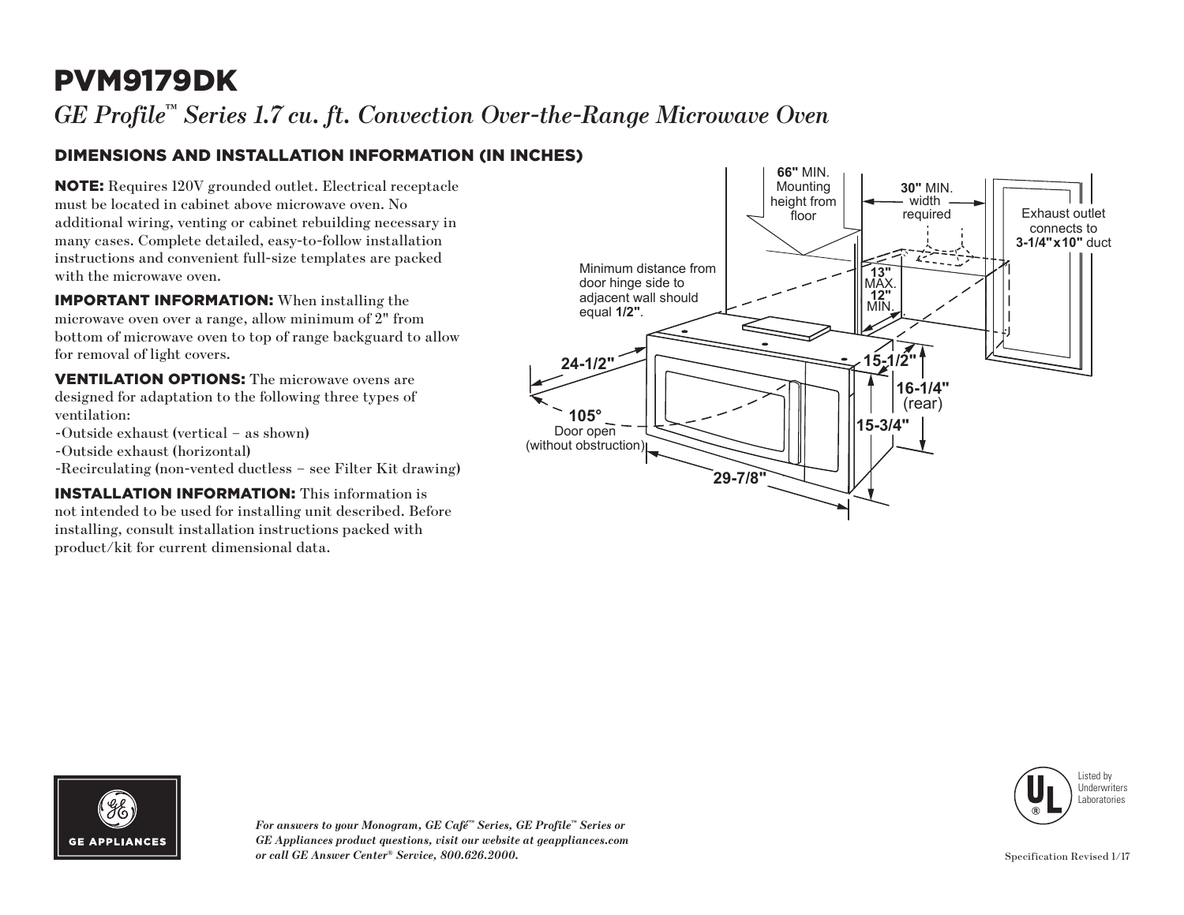# PVM9179DK

*GE Profile™ Series 1.7 cu. ft. Convection Over-the-Range Microwave Oven*

## DIMENSIONS AND INSTALLATION INFORMATION (IN INCHES)

**NOTE:** Requires 120V grounded outlet. Electrical receptacle must be located in cabinet above microwave oven. No additional wiring, venting or cabinet rebuilding necessary in many cases. Complete detailed, easy-to-follow installation instructions and convenient full-size templates are packed with the microwave oven.

**IMPORTANT INFORMATION:** When installing the microwave oven over a range, allow minimum of 2" from bottom of microwave oven to top of range backguard to allow for removal of light covers.

**VENTILATION OPTIONS:** The microwave ovens are designed for adaptation to the following three types of ventilation:

- Outside exhaust (vertical – as shown)
- Outside exhaust (horizontal)
- Recirculating (non-vented ductless – see Filter Kit drawing)

**INSTALLATION INFORMATION:** This information is not intended to be used for installing unit described. Before installing, consult installation instructions packed with product/kit for current dimensional data.

**66"** MIN. Mounting height from floor

**30"** MIN. width required

Exhaust outlet connects to **3-1/4"x10"** duct

Minimum distance from door hinge side to adjacent wall should equal **1/2"**.

**13"** MAX. **12"** MIN.

**24-1/2"**

**15-1/2"**

**16-1/4"** (rear)

**15-3/4"**

**105°** Door open (without obstruction)

**29-7/8"**

*For answers to your Monogram, GE Café™ Series, GE Profile™ Series or GE Appliances product questions, visit our website at geappliances.com or call GE Answer Center® Service, 800.626.2000.*

GE APPLIANCES

Listed by Underwriters Laboratories

Specification Revised 1/17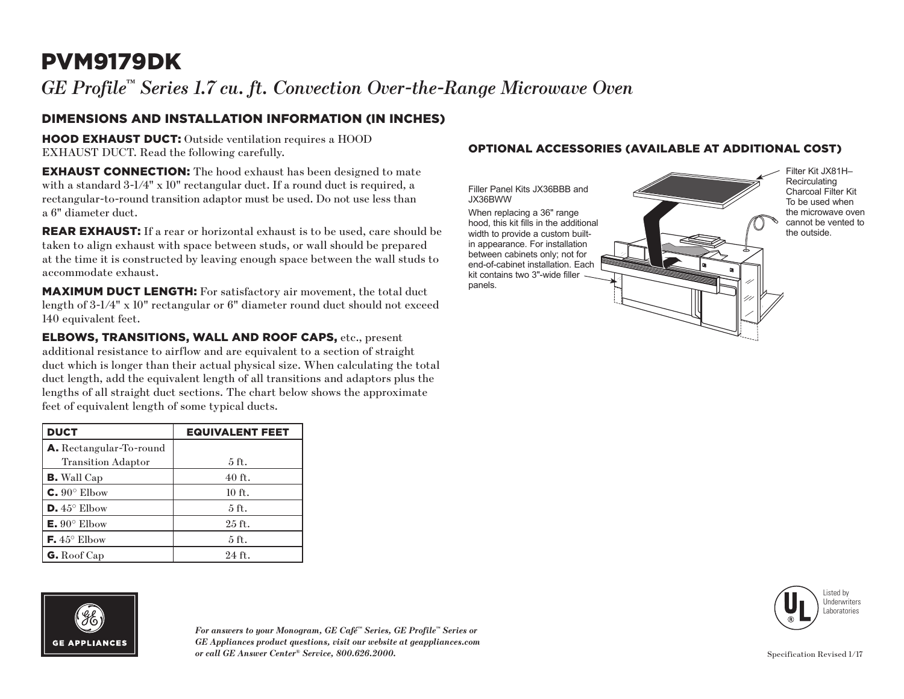# PVM9179DK

*GE Profile™ Series 1.7 cu. ft. Convection Over-the-Range Microwave Oven*

## DIMENSIONS AND INSTALLATION INFORMATION (IN INCHES)

**HOOD EXHAUST DUCT:** Outside ventilation requires a HOOD EXHAUST DUCT. Read the following carefully.

**EXHAUST CONNECTION:** The hood exhaust has been designed to mate with a standard 3-1/4" x 10" rectangular duct. If a round duct is required, a rectangular-to-round transition adaptor must be used. Do not use less than a 6" diameter duct.

**REAR EXHAUST:** If a rear or horizontal exhaust is to be used, care should be taken to align exhaust with space between studs, or wall should be prepared at the time it is constructed by leaving enough space between the wall studs to accommodate exhaust.

**MAXIMUM DUCT LENGTH:** For satisfactory air movement, the total duct length of 3-1/4" x 10" rectangular or 6" diameter round duct should not exceed 140 equivalent feet.

**ELBOWS, TRANSITIONS, WALL AND ROOF CAPS,** etc., present additional resistance to airflow and are equivalent to a section of straight duct which is longer than their actual physical size. When calculating the total duct length, add the equivalent length of all transitions and adaptors plus the lengths of all straight duct sections. The chart below shows the approximate feet of equivalent length of some typical ducts.

| DUCT | EQUIVALENT FEET |
|---|---|
| **A.** Rectangular-To-round Transition Adaptor | 5 ft. |
| **B.** Wall Cap | 40 ft. |
| **C.** 90° Elbow | 10 ft. |
| **D.** 45° Elbow | 5 ft. |
| **E.** 90° Elbow | 25 ft. |
| **F.** 45° Elbow | 5 ft. |
| **G.** Roof Cap | 24 ft. |

## OPTIONAL ACCESSORIES (AVAILABLE AT ADDITIONAL COST)

Filler Panel Kits JX36BBB and JX36BWW

When replacing a 36" range hood, this kit fills in the additional width to provide a custom built-in appearance. For installation between cabinets only; not for end-of-cabinet installation. Each kit contains two 3"-wide filler panels.

Filter Kit JX81H– Recirculating Charcoal Filter Kit To be used when the microwave oven cannot be vented to the outside.

*For answers to your Monogram, GE Café™ Series, GE Profile™ Series or GE Appliances product questions, visit our website at geappliances.com or call GE Answer Center® Service, 800.626.2000.*

Listed by Underwriters Laboratories

Specification Revised 1/17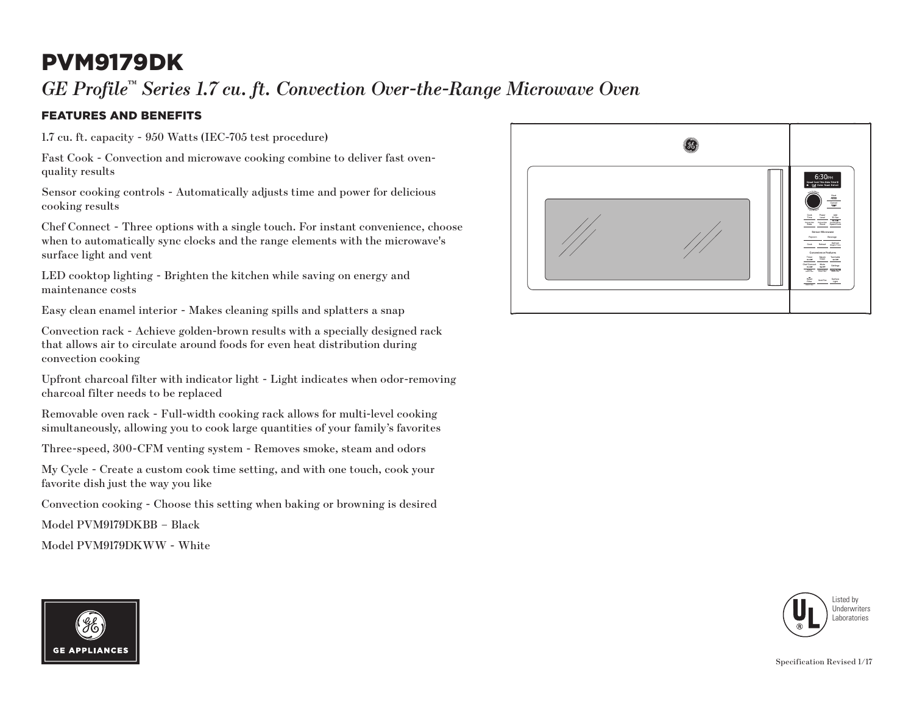# PVM9179DK

## *GE Profile™ Series 1.7 cu. ft. Convection Over-the-Range Microwave Oven*

### FEATURES AND BENEFITS

1.7 cu. ft. capacity - 950 Watts (IEC-705 test procedure)

Fast Cook - Convection and microwave cooking combine to deliver fast oven-quality results

Sensor cooking controls - Automatically adjusts time and power for delicious cooking results

Chef Connect - Three options with a single touch. For instant convenience, choose when to automatically sync clocks and the range elements with the microwave's surface light and vent

LED cooktop lighting - Brighten the kitchen while saving on energy and maintenance costs

Easy clean enamel interior - Makes cleaning spills and splatters a snap

Convection rack - Achieve golden-brown results with a specially designed rack that allows air to circulate around foods for even heat distribution during convection cooking

Upfront charcoal filter with indicator light - Light indicates when odor-removing charcoal filter needs to be replaced

Removable oven rack - Full-width cooking rack allows for multi-level cooking simultaneously, allowing you to cook large quantities of your family's favorites

Three-speed, 300-CFM venting system - Removes smoke, steam and odors

My Cycle - Create a custom cook time setting, and with one touch, cook your favorite dish just the way you like

Convection cooking - Choose this setting when baking or browning is desired

Model PVM9179DKBB – Black

Model PVM9179DKWW - White

GE APPLIANCES

Listed by Underwriters Laboratories

Specification Revised 1/17